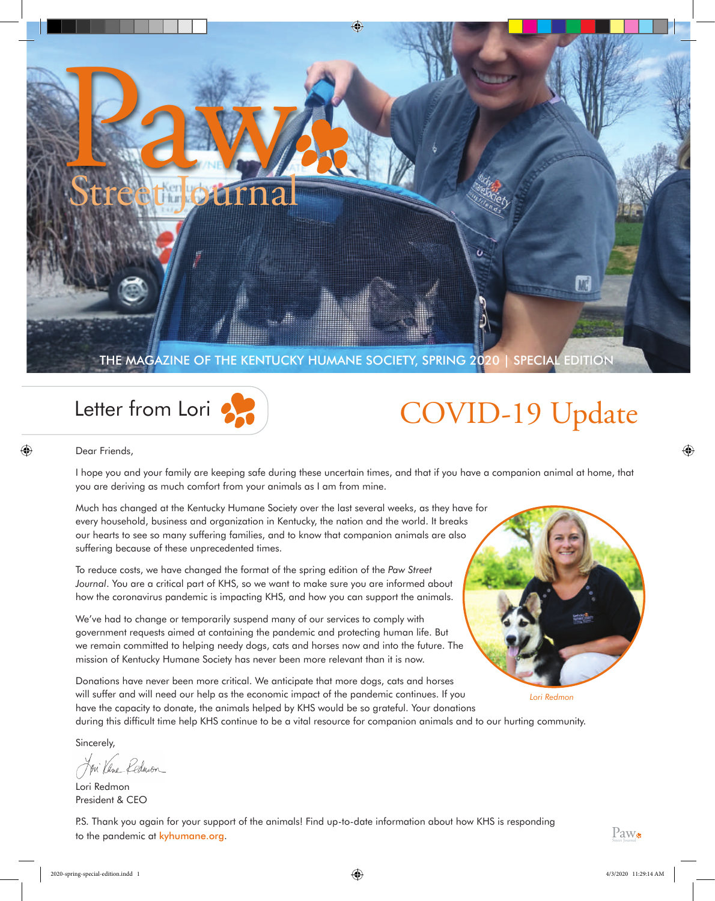# Paw Street Journal

THE MAGAZINE OF THE KENTUCKY HUMANE SOCIETY, SPRING 2020 | SPECIAL EDITION

## Letter from Lori

# COVID-19 Update

Dear Friends,

I hope you and your family are keeping safe during these uncertain times, and that if you have a companion animal at home, that you are deriving as much comfort from your animals as I am from mine.

Much has changed at the Kentucky Humane Society over the last several weeks, as they have for every household, business and organization in Kentucky, the nation and the world. It breaks our hearts to see so many suffering families, and to know that companion animals are also suffering because of these unprecedented times.

To reduce costs, we have changed the format of the spring edition of the *Paw Street Journal*. You are a critical part of KHS, so we want to make sure you are informed about how the coronavirus pandemic is impacting KHS, and how you can support the animals.

We've had to change or temporarily suspend many of our services to comply with government requests aimed at containing the pandemic and protecting human life. But we remain committed to helping needy dogs, cats and horses now and into the future. The mission of Kentucky Humane Society has never been more relevant than it is now.

Donations have never been more critical. We anticipate that more dogs, cats and horses will suffer and will need our help as the economic impact of the pandemic continues. If you have the capacity to donate, the animals helped by KHS would be so grateful. Your donations during this difficult time help KHS continue to be a vital resource for companion animals and to our hurting community.

*Lori Redmon*

Sincerely,

Lori Redmon
President & CEO

P.S. Thank you again for your support of the animals! Find up-to-date information about how KHS is responding to the pandemic at kyhumane.org.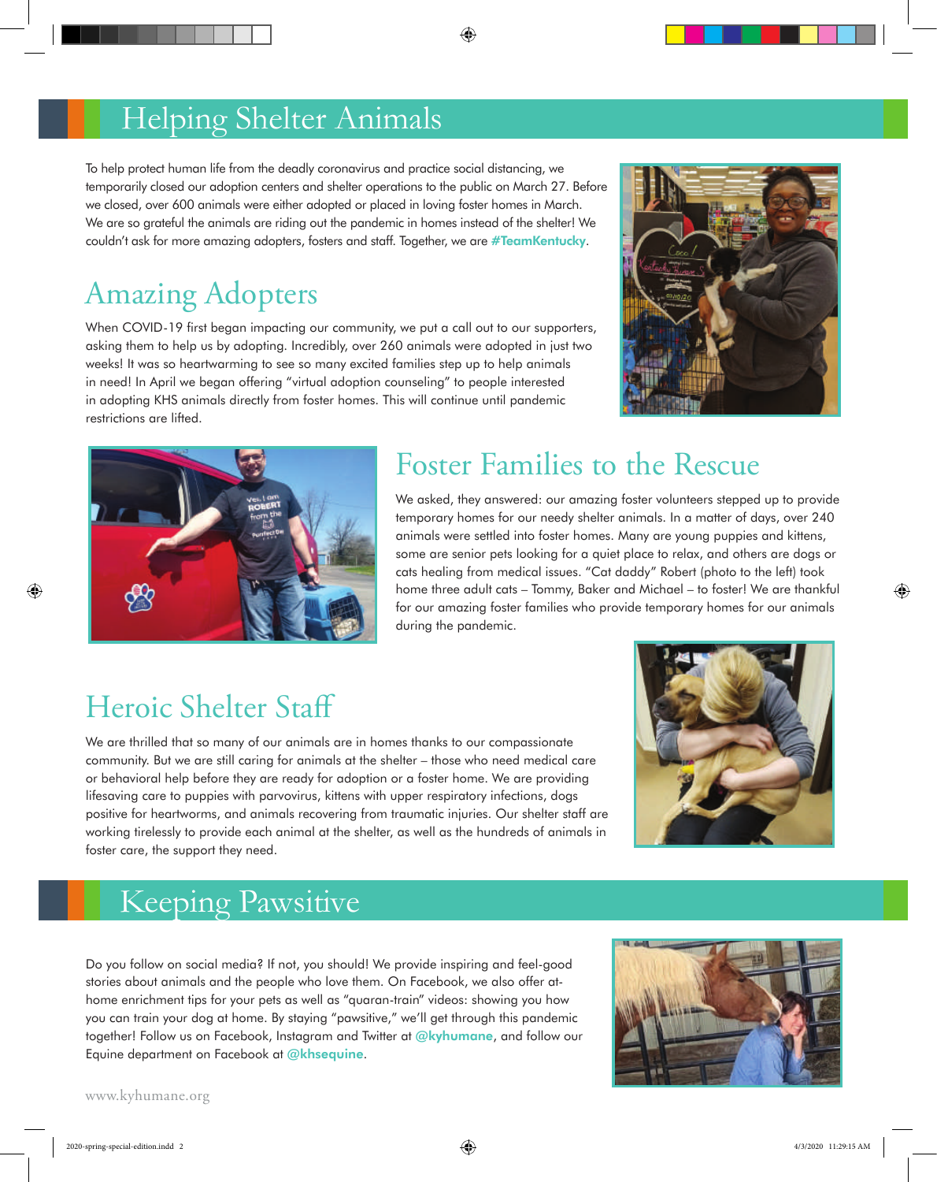# Helping Shelter Animals

To help protect human life from the deadly coronavirus and practice social distancing, we temporarily closed our adoption centers and shelter operations to the public on March 27. Before we closed, over 600 animals were either adopted or placed in loving foster homes in March. We are so grateful the animals are riding out the pandemic in homes instead of the shelter! We couldn't ask for more amazing adopters, fosters and staff. Together, we are **#TeamKentucky**.

## Amazing Adopters

When COVID-19 first began impacting our community, we put a call out to our supporters, asking them to help us by adopting. Incredibly, over 260 animals were adopted in just two weeks! It was so heartwarming to see so many excited families step up to help animals in need! In April we began offering "virtual adoption counseling" to people interested in adopting KHS animals directly from foster homes. This will continue until pandemic restrictions are lifted.

## Foster Families to the Rescue

We asked, they answered: our amazing foster volunteers stepped up to provide temporary homes for our needy shelter animals. In a matter of days, over 240 animals were settled into foster homes. Many are young puppies and kittens, some are senior pets looking for a quiet place to relax, and others are dogs or cats healing from medical issues. "Cat daddy" Robert (photo to the left) took home three adult cats – Tommy, Baker and Michael – to foster! We are thankful for our amazing foster families who provide temporary homes for our animals during the pandemic.

## Heroic Shelter Staff

We are thrilled that so many of our animals are in homes thanks to our compassionate community. But we are still caring for animals at the shelter – those who need medical care or behavioral help before they are ready for adoption or a foster home. We are providing lifesaving care to puppies with parvovirus, kittens with upper respiratory infections, dogs positive for heartworms, and animals recovering from traumatic injuries. Our shelter staff are working tirelessly to provide each animal at the shelter, as well as the hundreds of animals in foster care, the support they need.

# Keeping Pawsitive

Do you follow on social media? If not, you should! We provide inspiring and feel-good stories about animals and the people who love them. On Facebook, we also offer at-home enrichment tips for your pets as well as "quaran-train" videos: showing you how you can train your dog at home. By staying "pawsitive," we'll get through this pandemic together! Follow us on Facebook, Instagram and Twitter at **@kyhumane**, and follow our Equine department on Facebook at **@khsequine**.

www.kyhumane.org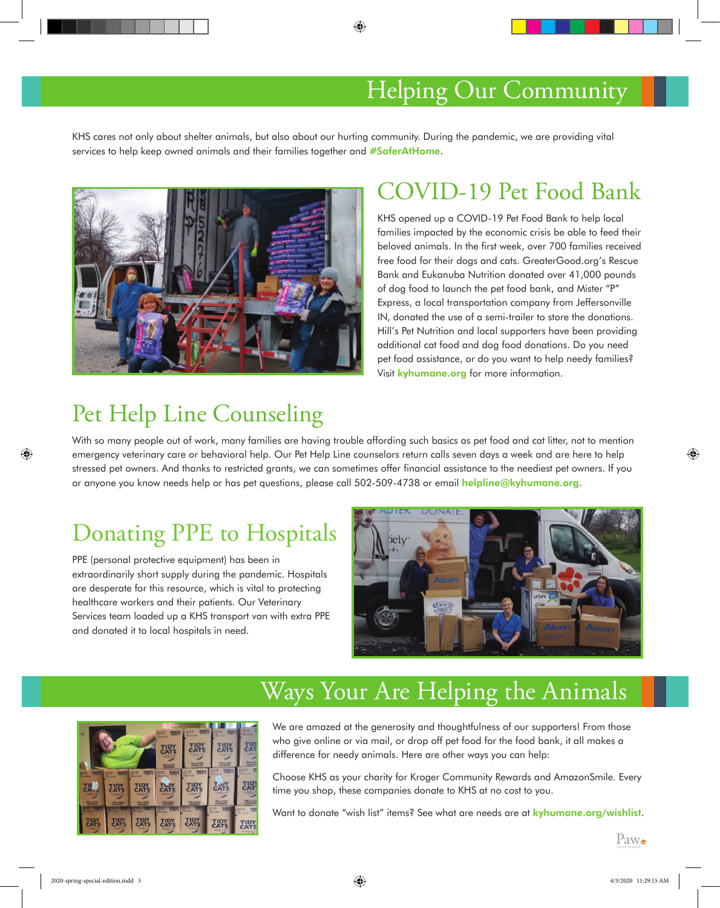# Helping Our Community

KHS cares not only about shelter animals, but also about our hurting community. During the pandemic, we are providing vital services to help keep owned animals and their families together and **#SaferAtHome**.

## COVID-19 Pet Food Bank

KHS opened up a COVID-19 Pet Food Bank to help local families impacted by the economic crisis be able to feed their beloved animals. In the first week, over 700 families received free food for their dogs and cats. GreaterGood.org's Rescue Bank and Eukanuba Nutrition donated over 41,000 pounds of dog food to launch the pet food bank, and Mister "P" Express, a local transportation company from Jeffersonville IN, donated the use of a semi-trailer to store the donations. Hill's Pet Nutrition and local supporters have been providing additional cat food and dog food donations. Do you need pet food assistance, or do you want to help needy families? Visit **kyhumane.org** for more information.

## Pet Help Line Counseling

With so many people out of work, many families are having trouble affording such basics as pet food and cat litter, not to mention emergency veterinary care or behavioral help. Our Pet Help Line counselors return calls seven days a week and are here to help stressed pet owners. And thanks to restricted grants, we can sometimes offer financial assistance to the neediest pet owners. If you or anyone you know needs help or has pet questions, please call 502-509-4738 or email **helpline@kyhumane.org**.

## Donating PPE to Hospitals

PPE (personal protective equipment) has been in extraordinarily short supply during the pandemic. Hospitals are desperate for this resource, which is vital to protecting healthcare workers and their patients. Our Veterinary Services team loaded up a KHS transport van with extra PPE and donated it to local hospitals in need.

# Ways Your Are Helping the Animals

We are amazed at the generosity and thoughtfulness of our supporters! From those who give online or via mail, or drop off pet food for the food bank, it all makes a difference for needy animals. Here are other ways you can help:

Choose KHS as your charity for Kroger Community Rewards and AmazonSmile. Every time you shop, these companies donate to KHS at no cost to you.

Want to donate "wish list" items? See what are needs are at **kyhumane.org/wishlist**.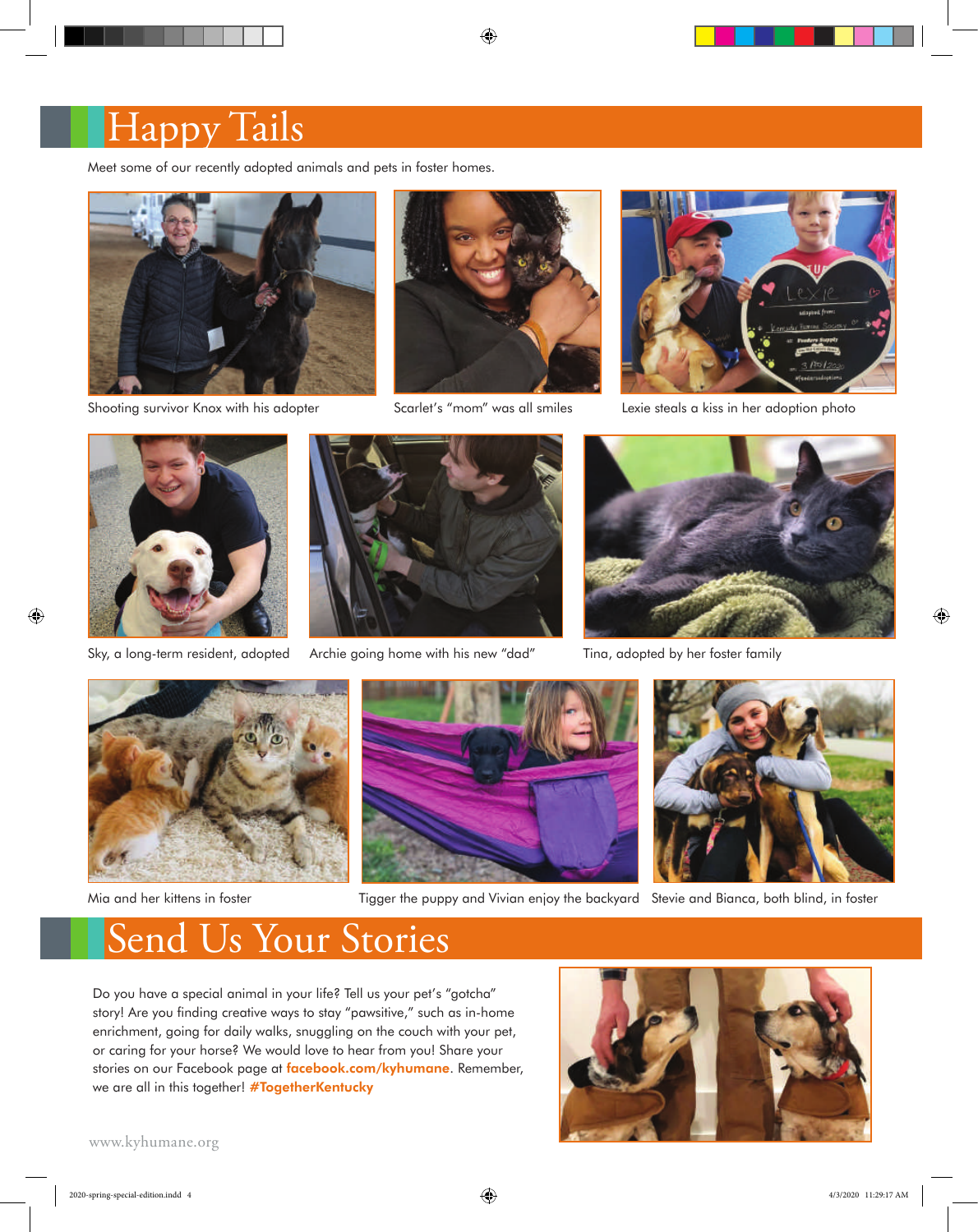# Happy Tails

Meet some of our recently adopted animals and pets in foster homes.

Shooting survivor Knox with his adopter

Scarlet's "mom" was all smiles

Lexie steals a kiss in her adoption photo

Sky, a long-term resident, adopted

Archie going home with his new "dad"

Tina, adopted by her foster family

Mia and her kittens in foster

Tigger the puppy and Vivian enjoy the backyard

Stevie and Bianca, both blind, in foster

# Send Us Your Stories

Do you have a special animal in your life? Tell us your pet's "gotcha" story! Are you finding creative ways to stay "pawsitive," such as in-home enrichment, going for daily walks, snuggling on the couch with your pet, or caring for your horse? We would love to hear from you! Share your stories on our Facebook page at **facebook.com/kyhumane**. Remember, we are all in this together! **#TogetherKentucky**

www.kyhumane.org